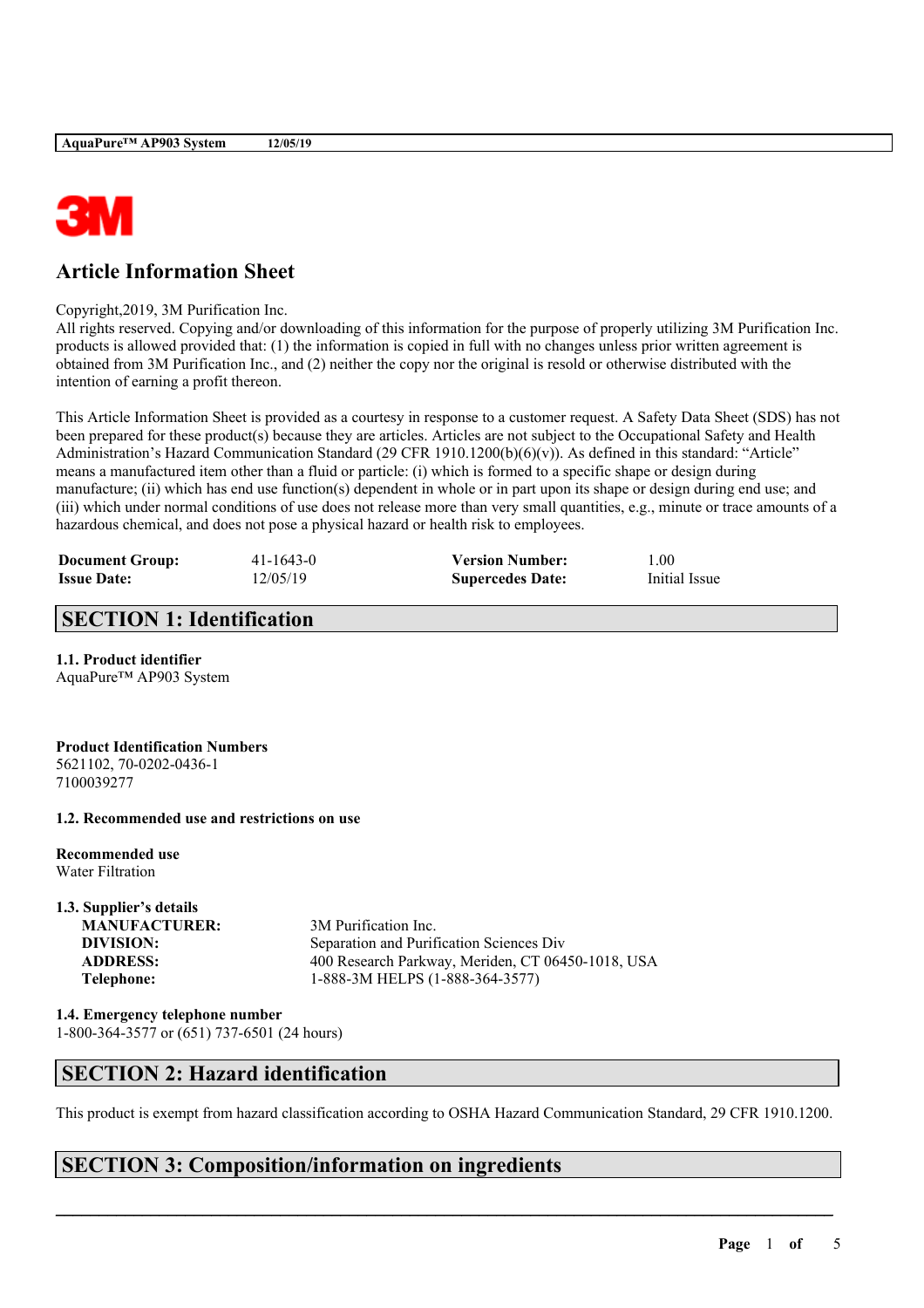# Article Information Sheet

Copyright,2019, 3M Purification Inc.
All rights reserved. Copying and/or downloading of this information for the purpose of properly utilizing 3M Purification Inc. products is allowed provided that: (1) the information is copied in full with no changes unless prior written agreement is obtained from 3M Purification Inc., and (2) neither the copy nor the original is resold or otherwise distributed with the intention of earning a profit thereon.

This Article Information Sheet is provided as a courtesy in response to a customer request. A Safety Data Sheet (SDS) has not been prepared for these product(s) because they are articles. Articles are not subject to the Occupational Safety and Health Administration's Hazard Communication Standard (29 CFR 1910.1200(b)(6)(v)). As defined in this standard: "Article" means a manufactured item other than a fluid or particle: (i) which is formed to a specific shape or design during manufacture; (ii) which has end use function(s) dependent in whole or in part upon its shape or design during end use; and (iii) which under normal conditions of use does not release more than very small quantities, e.g., minute or trace amounts of a hazardous chemical, and does not pose a physical hazard or health risk to employees.

| | | | |
|---|---|---|---|
| **Document Group:** | 41-1643-0 | **Version Number:** | 1.00 |
| **Issue Date:** | 12/05/19 | **Supercedes Date:** | Initial Issue |

## SECTION 1: Identification

**1.1. Product identifier**
AquaPure™ AP903 System

**Product Identification Numbers**
5621102, 70-0202-0436-1
7100039277

**1.2. Recommended use and restrictions on use**

**Recommended use**
Water Filtration

**1.3. Supplier's details**

| | |
|---|---|
| **MANUFACTURER:** | 3M Purification Inc. |
| **DIVISION:** | Separation and Purification Sciences Div |
| **ADDRESS:** | 400 Research Parkway, Meriden, CT 06450-1018, USA |
| **Telephone:** | 1-888-3M HELPS (1-888-364-3577) |

**1.4. Emergency telephone number**
1-800-364-3577 or (651) 737-6501 (24 hours)

## SECTION 2: Hazard identification

This product is exempt from hazard classification according to OSHA Hazard Communication Standard, 29 CFR 1910.1200.

## SECTION 3: Composition/information on ingredients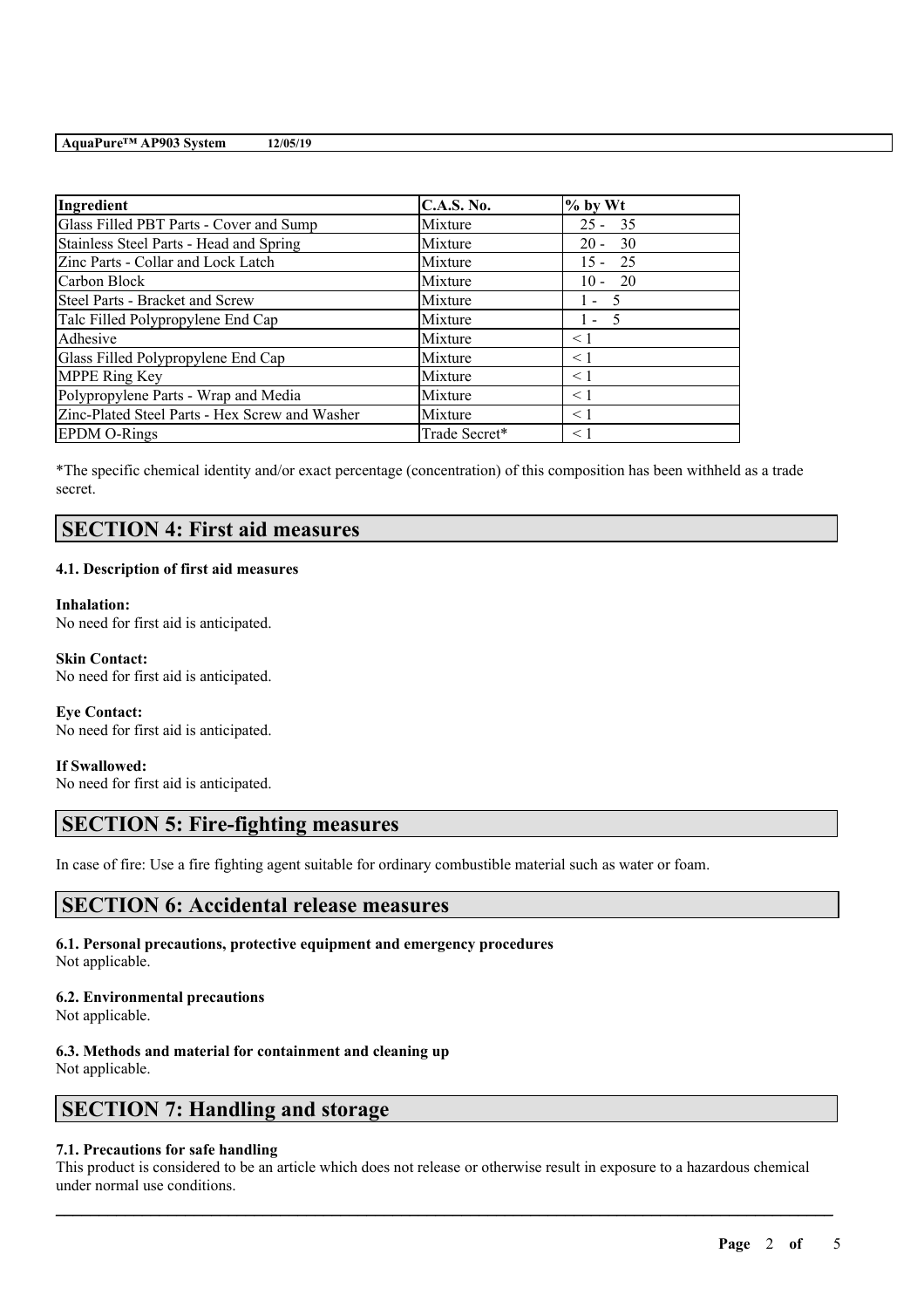| Ingredient | C.A.S. No. | % by Wt |
| --- | --- | --- |
| Glass Filled PBT Parts - Cover and Sump | Mixture | 25 - 35 |
| Stainless Steel Parts - Head and Spring | Mixture | 20 - 30 |
| Zinc Parts - Collar and Lock Latch | Mixture | 15 - 25 |
| Carbon Block | Mixture | 10 - 20 |
| Steel Parts - Bracket and Screw | Mixture | 1 - 5 |
| Talc Filled Polypropylene End Cap | Mixture | 1 - 5 |
| Adhesive | Mixture | < 1 |
| Glass Filled Polypropylene End Cap | Mixture | < 1 |
| MPPE Ring Key | Mixture | < 1 |
| Polypropylene Parts - Wrap and Media | Mixture | < 1 |
| Zinc-Plated Steel Parts - Hex Screw and Washer | Mixture | < 1 |
| EPDM O-Rings | Trade Secret* | < 1 |

*The specific chemical identity and/or exact percentage (concentration) of this composition has been withheld as a trade secret.

## SECTION 4: First aid measures

### 4.1. Description of first aid measures

**Inhalation:**
No need for first aid is anticipated.

**Skin Contact:**
No need for first aid is anticipated.

**Eye Contact:**
No need for first aid is anticipated.

**If Swallowed:**
No need for first aid is anticipated.

## SECTION 5: Fire-fighting measures

In case of fire: Use a fire fighting agent suitable for ordinary combustible material such as water or foam.

## SECTION 6: Accidental release measures

### 6.1. Personal precautions, protective equipment and emergency procedures
Not applicable.

### 6.2. Environmental precautions
Not applicable.

### 6.3. Methods and material for containment and cleaning up
Not applicable.

## SECTION 7: Handling and storage

### 7.1. Precautions for safe handling
This product is considered to be an article which does not release or otherwise result in exposure to a hazardous chemical under normal use conditions.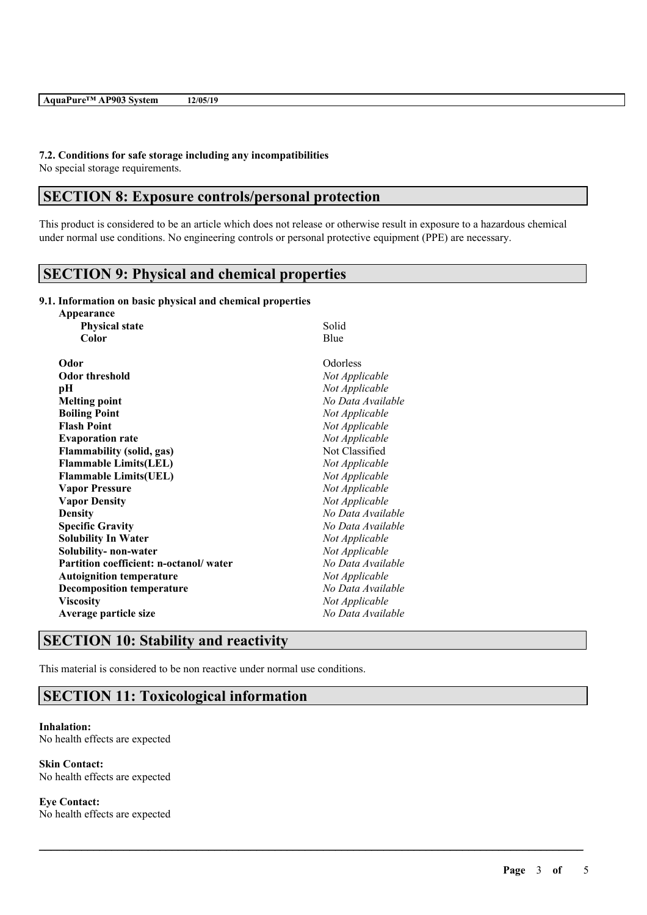**7.2. Conditions for safe storage including any incompatibilities**

No special storage requirements.

## SECTION 8: Exposure controls/personal protection

This product is considered to be an article which does not release or otherwise result in exposure to a hazardous chemical under normal use conditions. No engineering controls or personal protective equipment (PPE) are necessary.

## SECTION 9: Physical and chemical properties

**9.1. Information on basic physical and chemical properties**

| Property | Value |
|---|---|
| **Appearance** | |
| **Physical state** | Solid |
| **Color** | Blue |
| **Odor** | Odorless |
| **Odor threshold** | *Not Applicable* |
| **pH** | *Not Applicable* |
| **Melting point** | *No Data Available* |
| **Boiling Point** | *Not Applicable* |
| **Flash Point** | *Not Applicable* |
| **Evaporation rate** | *Not Applicable* |
| **Flammability (solid, gas)** | Not Classified |
| **Flammable Limits(LEL)** | *Not Applicable* |
| **Flammable Limits(UEL)** | *Not Applicable* |
| **Vapor Pressure** | *Not Applicable* |
| **Vapor Density** | *Not Applicable* |
| **Density** | *No Data Available* |
| **Specific Gravity** | *No Data Available* |
| **Solubility In Water** | *Not Applicable* |
| **Solubility- non-water** | *Not Applicable* |
| **Partition coefficient: n-octanol/ water** | *No Data Available* |
| **Autoignition temperature** | *Not Applicable* |
| **Decomposition temperature** | *No Data Available* |
| **Viscosity** | *Not Applicable* |
| **Average particle size** | *No Data Available* |

## SECTION 10: Stability and reactivity

This material is considered to be non reactive under normal use conditions.

## SECTION 11: Toxicological information

**Inhalation:**

No health effects are expected

**Skin Contact:**

No health effects are expected

**Eye Contact:**

No health effects are expected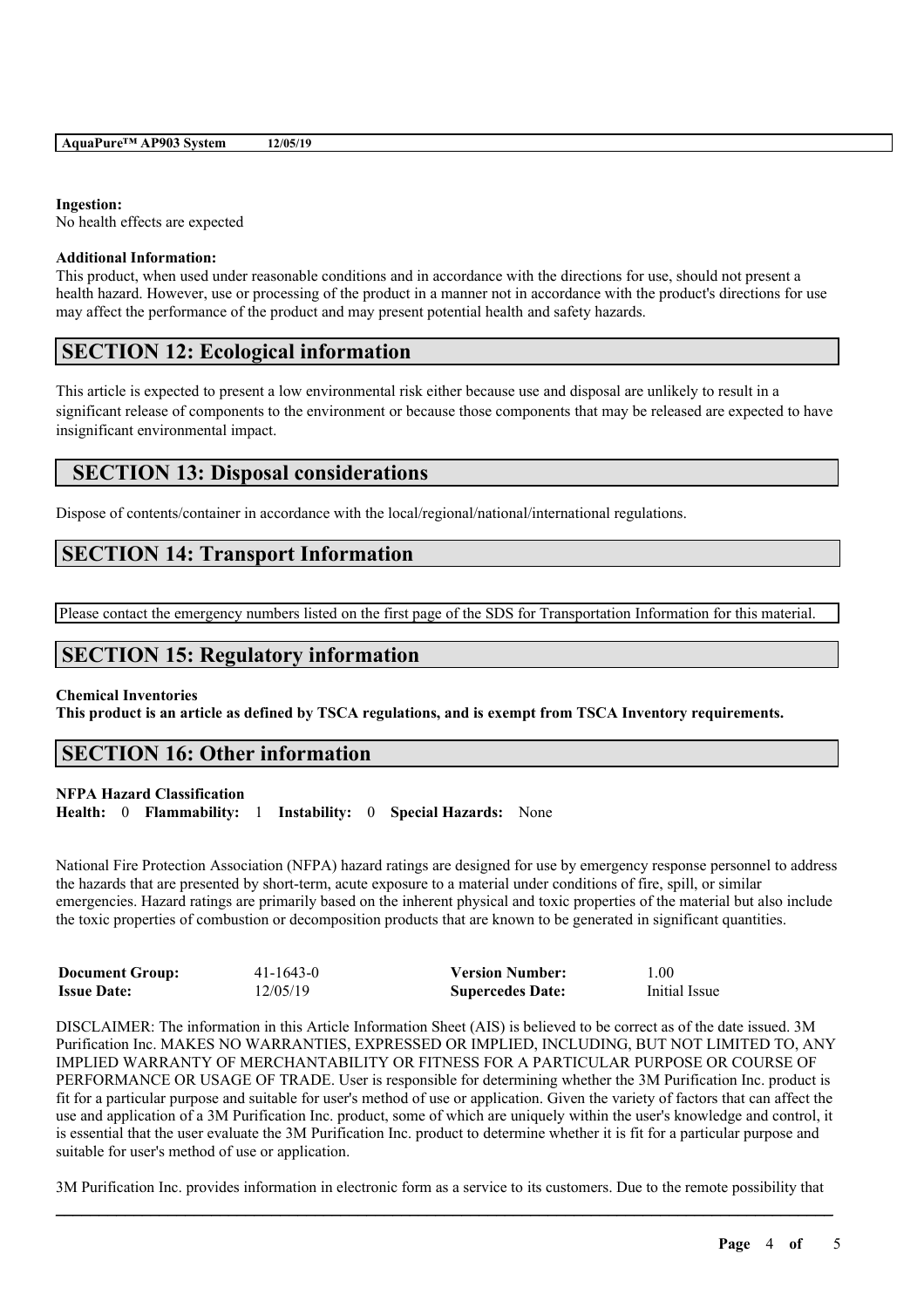**Ingestion:**
No health effects are expected

**Additional Information:**
This product, when used under reasonable conditions and in accordance with the directions for use, should not present a health hazard. However, use or processing of the product in a manner not in accordance with the product's directions for use may affect the performance of the product and may present potential health and safety hazards.

## SECTION 12: Ecological information

This article is expected to present a low environmental risk either because use and disposal are unlikely to result in a significant release of components to the environment or because those components that may be released are expected to have insignificant environmental impact.

## SECTION 13: Disposal considerations

Dispose of contents/container in accordance with the local/regional/national/international regulations.

## SECTION 14: Transport Information

Please contact the emergency numbers listed on the first page of the SDS for Transportation Information for this material.

## SECTION 15: Regulatory information

**Chemical Inventories**
**This product is an article as defined by TSCA regulations, and is exempt from TSCA Inventory requirements.**

## SECTION 16: Other information

**NFPA Hazard Classification**
**Health:** 0 **Flammability:** 1 **Instability:** 0 **Special Hazards:** None

National Fire Protection Association (NFPA) hazard ratings are designed for use by emergency response personnel to address the hazards that are presented by short-term, acute exposure to a material under conditions of fire, spill, or similar emergencies. Hazard ratings are primarily based on the inherent physical and toxic properties of the material but also include the toxic properties of combustion or decomposition products that are known to be generated in significant quantities.

| | | | |
|---|---|---|---|
| **Document Group:** | 41-1643-0 | **Version Number:** | 1.00 |
| **Issue Date:** | 12/05/19 | **Supercedes Date:** | Initial Issue |

DISCLAIMER: The information in this Article Information Sheet (AIS) is believed to be correct as of the date issued. 3M Purification Inc. MAKES NO WARRANTIES, EXPRESSED OR IMPLIED, INCLUDING, BUT NOT LIMITED TO, ANY IMPLIED WARRANTY OF MERCHANTABILITY OR FITNESS FOR A PARTICULAR PURPOSE OR COURSE OF PERFORMANCE OR USAGE OF TRADE. User is responsible for determining whether the 3M Purification Inc. product is fit for a particular purpose and suitable for user's method of use or application. Given the variety of factors that can affect the use and application of a 3M Purification Inc. product, some of which are uniquely within the user's knowledge and control, it is essential that the user evaluate the 3M Purification Inc. product to determine whether it is fit for a particular purpose and suitable for user's method of use or application.

3M Purification Inc. provides information in electronic form as a service to its customers. Due to the remote possibility that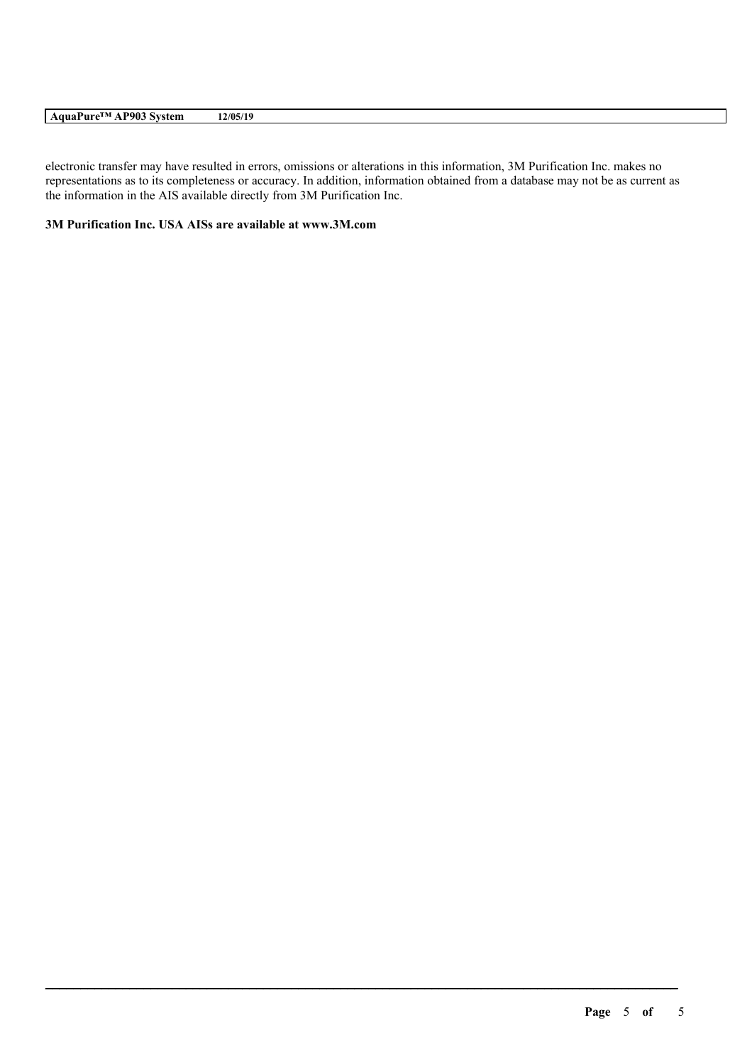electronic transfer may have resulted in errors, omissions or alterations in this information, 3M Purification Inc. makes no representations as to its completeness or accuracy. In addition, information obtained from a database may not be as current as the information in the AIS available directly from 3M Purification Inc.

**3M Purification Inc. USA AISs are available at www.3M.com**